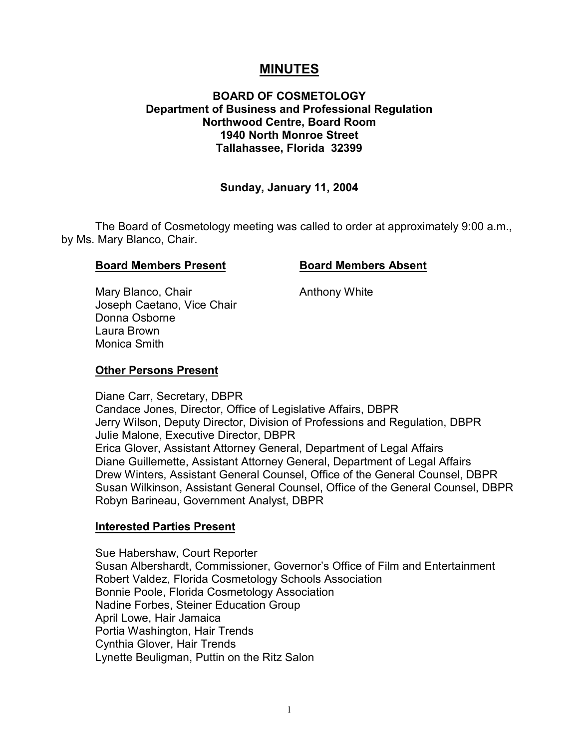# MINUTES

**BOARD OF COSMETOLOGY**
**Department of Business and Professional Regulation**
**Northwood Centre, Board Room**
**1940 North Monroe Street**
**Tallahassee, Florida 32399**

**Sunday, January 11, 2004**

The Board of Cosmetology meeting was called to order at approximately 9:00 a.m., by Ms. Mary Blanco, Chair.

**Board Members Present**

Mary Blanco, Chair
Joseph Caetano, Vice Chair
Donna Osborne
Laura Brown
Monica Smith

**Board Members Absent**

Anthony White

**Other Persons Present**

Diane Carr, Secretary, DBPR
Candace Jones, Director, Office of Legislative Affairs, DBPR
Jerry Wilson, Deputy Director, Division of Professions and Regulation, DBPR
Julie Malone, Executive Director, DBPR
Erica Glover, Assistant Attorney General, Department of Legal Affairs
Diane Guillemette, Assistant Attorney General, Department of Legal Affairs
Drew Winters, Assistant General Counsel, Office of the General Counsel, DBPR
Susan Wilkinson, Assistant General Counsel, Office of the General Counsel, DBPR
Robyn Barineau, Government Analyst, DBPR

**Interested Parties Present**

Sue Habershaw, Court Reporter
Susan Albershardt, Commissioner, Governor's Office of Film and Entertainment
Robert Valdez, Florida Cosmetology Schools Association
Bonnie Poole, Florida Cosmetology Association
Nadine Forbes, Steiner Education Group
April Lowe, Hair Jamaica
Portia Washington, Hair Trends
Cynthia Glover, Hair Trends
Lynette Beuligman, Puttin on the Ritz Salon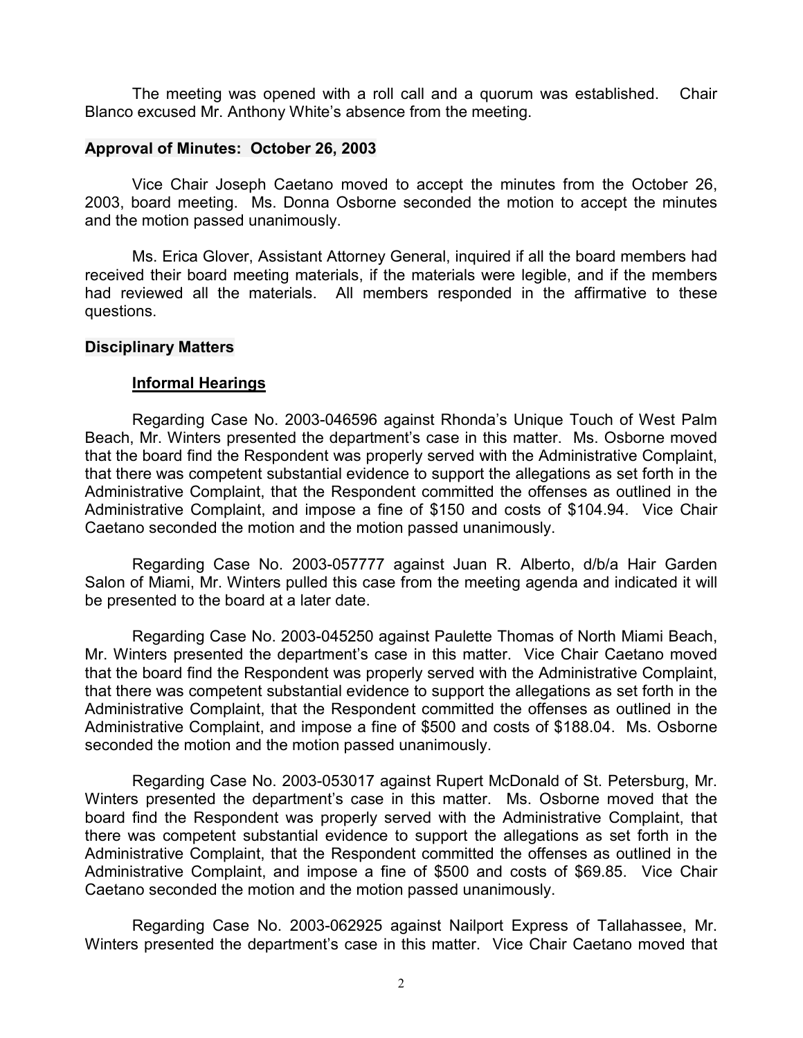The meeting was opened with a roll call and a quorum was established. Chair Blanco excused Mr. Anthony White's absence from the meeting.

## Approval of Minutes: October 26, 2003

Vice Chair Joseph Caetano moved to accept the minutes from the October 26, 2003, board meeting. Ms. Donna Osborne seconded the motion to accept the minutes and the motion passed unanimously.

Ms. Erica Glover, Assistant Attorney General, inquired if all the board members had received their board meeting materials, if the materials were legible, and if the members had reviewed all the materials. All members responded in the affirmative to these questions.

## Disciplinary Matters

### Informal Hearings

Regarding Case No. 2003-046596 against Rhonda's Unique Touch of West Palm Beach, Mr. Winters presented the department's case in this matter. Ms. Osborne moved that the board find the Respondent was properly served with the Administrative Complaint, that there was competent substantial evidence to support the allegations as set forth in the Administrative Complaint, that the Respondent committed the offenses as outlined in the Administrative Complaint, and impose a fine of $150 and costs of $104.94. Vice Chair Caetano seconded the motion and the motion passed unanimously.

Regarding Case No. 2003-057777 against Juan R. Alberto, d/b/a Hair Garden Salon of Miami, Mr. Winters pulled this case from the meeting agenda and indicated it will be presented to the board at a later date.

Regarding Case No. 2003-045250 against Paulette Thomas of North Miami Beach, Mr. Winters presented the department's case in this matter. Vice Chair Caetano moved that the board find the Respondent was properly served with the Administrative Complaint, that there was competent substantial evidence to support the allegations as set forth in the Administrative Complaint, that the Respondent committed the offenses as outlined in the Administrative Complaint, and impose a fine of $500 and costs of $188.04. Ms. Osborne seconded the motion and the motion passed unanimously.

Regarding Case No. 2003-053017 against Rupert McDonald of St. Petersburg, Mr. Winters presented the department's case in this matter. Ms. Osborne moved that the board find the Respondent was properly served with the Administrative Complaint, that there was competent substantial evidence to support the allegations as set forth in the Administrative Complaint, that the Respondent committed the offenses as outlined in the Administrative Complaint, and impose a fine of $500 and costs of $69.85. Vice Chair Caetano seconded the motion and the motion passed unanimously.

Regarding Case No. 2003-062925 against Nailport Express of Tallahassee, Mr. Winters presented the department's case in this matter. Vice Chair Caetano moved that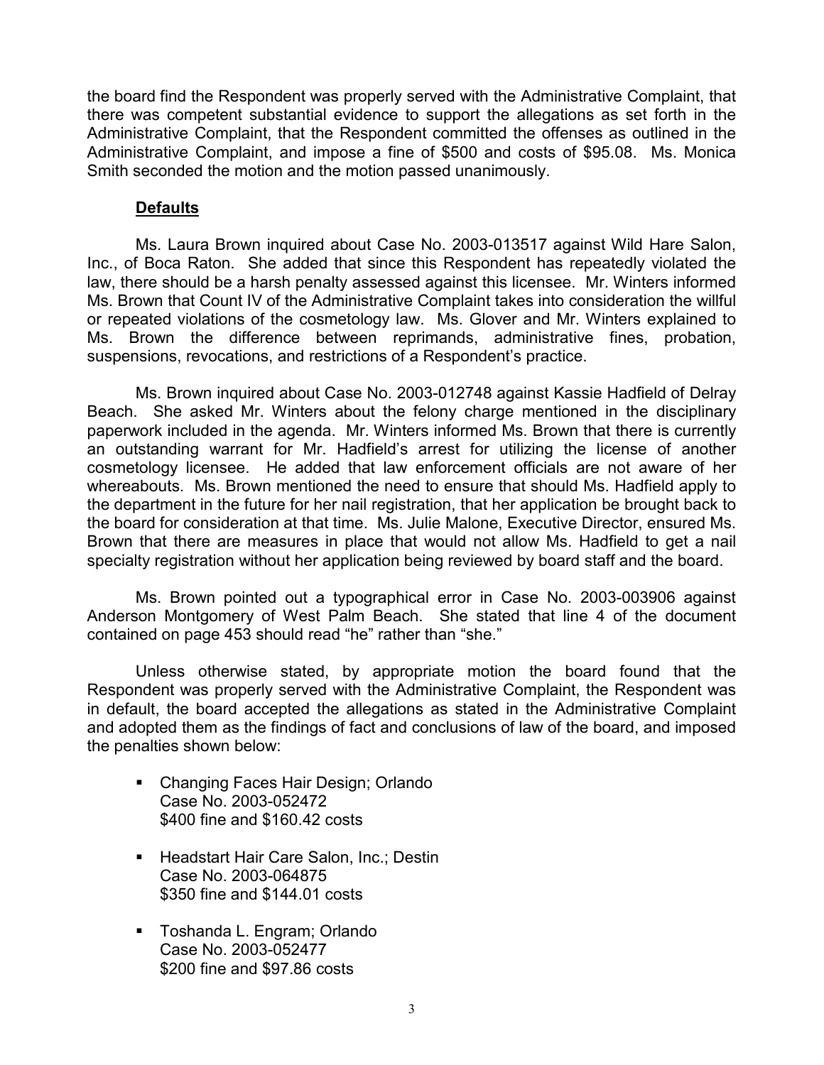the board find the Respondent was properly served with the Administrative Complaint, that there was competent substantial evidence to support the allegations as set forth in the Administrative Complaint, that the Respondent committed the offenses as outlined in the Administrative Complaint, and impose a fine of $500 and costs of $95.08. Ms. Monica Smith seconded the motion and the motion passed unanimously.

**Defaults**

Ms. Laura Brown inquired about Case No. 2003-013517 against Wild Hare Salon, Inc., of Boca Raton. She added that since this Respondent has repeatedly violated the law, there should be a harsh penalty assessed against this licensee. Mr. Winters informed Ms. Brown that Count IV of the Administrative Complaint takes into consideration the willful or repeated violations of the cosmetology law. Ms. Glover and Mr. Winters explained to Ms. Brown the difference between reprimands, administrative fines, probation, suspensions, revocations, and restrictions of a Respondent's practice.

Ms. Brown inquired about Case No. 2003-012748 against Kassie Hadfield of Delray Beach. She asked Mr. Winters about the felony charge mentioned in the disciplinary paperwork included in the agenda. Mr. Winters informed Ms. Brown that there is currently an outstanding warrant for Mr. Hadfield's arrest for utilizing the license of another cosmetology licensee. He added that law enforcement officials are not aware of her whereabouts. Ms. Brown mentioned the need to ensure that should Ms. Hadfield apply to the department in the future for her nail registration, that her application be brought back to the board for consideration at that time. Ms. Julie Malone, Executive Director, ensured Ms. Brown that there are measures in place that would not allow Ms. Hadfield to get a nail specialty registration without her application being reviewed by board staff and the board.

Ms. Brown pointed out a typographical error in Case No. 2003-003906 against Anderson Montgomery of West Palm Beach. She stated that line 4 of the document contained on page 453 should read "he" rather than "she."

Unless otherwise stated, by appropriate motion the board found that the Respondent was properly served with the Administrative Complaint, the Respondent was in default, the board accepted the allegations as stated in the Administrative Complaint and adopted them as the findings of fact and conclusions of law of the board, and imposed the penalties shown below:

- Changing Faces Hair Design; Orlando
  Case No. 2003-052472
  $400 fine and $160.42 costs

- Headstart Hair Care Salon, Inc.; Destin
  Case No. 2003-064875
  $350 fine and $144.01 costs

- Toshanda L. Engram; Orlando
  Case No. 2003-052477
  $200 fine and $97.86 costs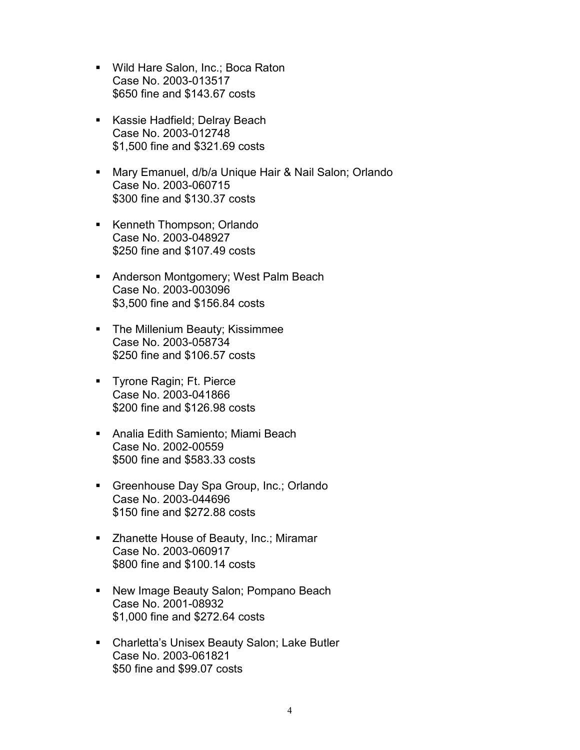- Wild Hare Salon, Inc.; Boca Raton
  Case No. 2003-013517
  $650 fine and $143.67 costs

- Kassie Hadfield; Delray Beach
  Case No. 2003-012748
  $1,500 fine and $321.69 costs

- Mary Emanuel, d/b/a Unique Hair & Nail Salon; Orlando
  Case No. 2003-060715
  $300 fine and $130.37 costs

- Kenneth Thompson; Orlando
  Case No. 2003-048927
  $250 fine and $107.49 costs

- Anderson Montgomery; West Palm Beach
  Case No. 2003-003096
  $3,500 fine and $156.84 costs

- The Millenium Beauty; Kissimmee
  Case No. 2003-058734
  $250 fine and $106.57 costs

- Tyrone Ragin; Ft. Pierce
  Case No. 2003-041866
  $200 fine and $126.98 costs

- Analia Edith Samiento; Miami Beach
  Case No. 2002-00559
  $500 fine and $583.33 costs

- Greenhouse Day Spa Group, Inc.; Orlando
  Case No. 2003-044696
  $150 fine and $272.88 costs

- Zhanette House of Beauty, Inc.; Miramar
  Case No. 2003-060917
  $800 fine and $100.14 costs

- New Image Beauty Salon; Pompano Beach
  Case No. 2001-08932
  $1,000 fine and $272.64 costs

- Charletta's Unisex Beauty Salon; Lake Butler
  Case No. 2003-061821
  $50 fine and $99.07 costs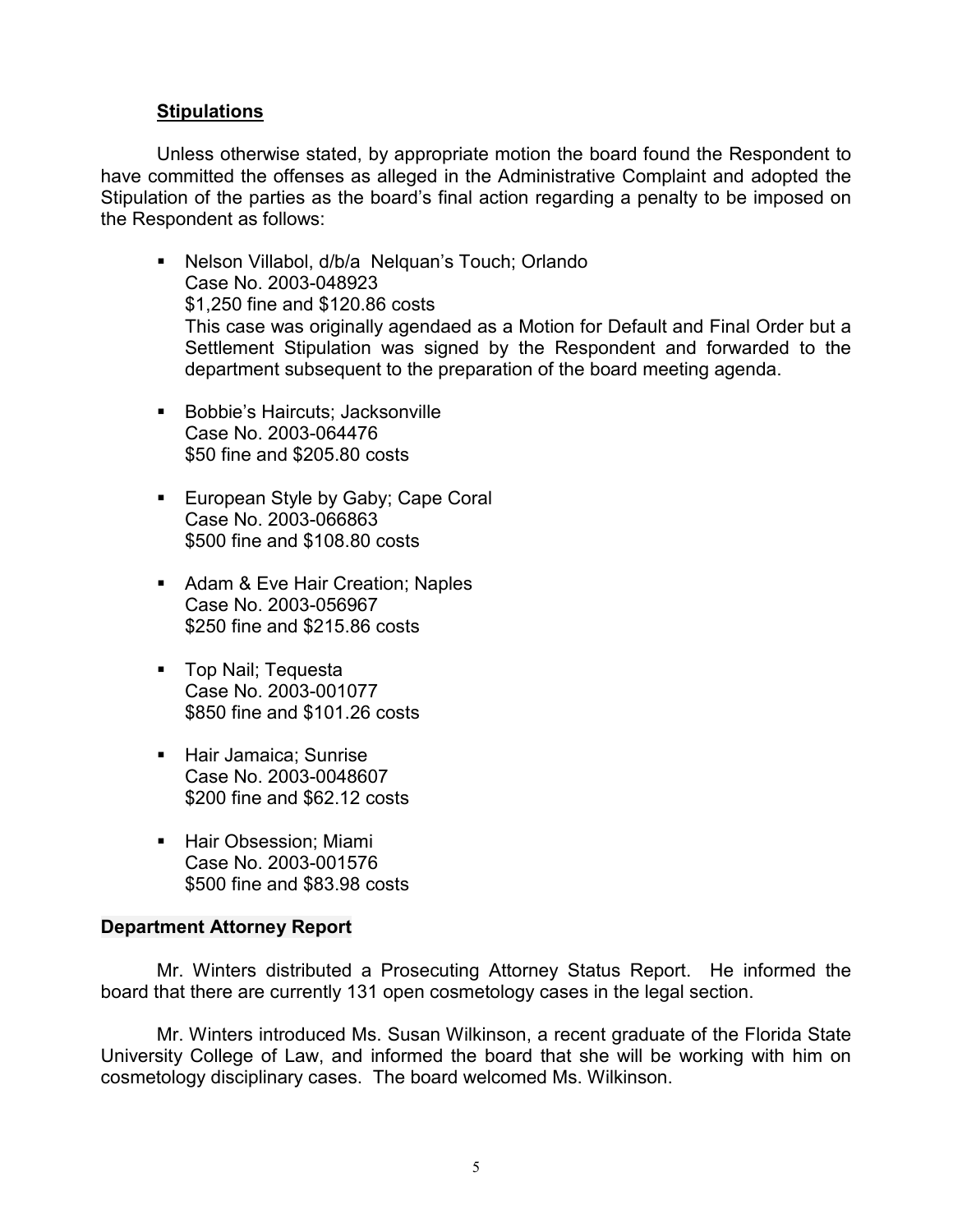### Stipulations

Unless otherwise stated, by appropriate motion the board found the Respondent to have committed the offenses as alleged in the Administrative Complaint and adopted the Stipulation of the parties as the board's final action regarding a penalty to be imposed on the Respondent as follows:

- Nelson Villabol, d/b/a Nelquan's Touch; Orlando
  Case No. 2003-048923
  $1,250 fine and $120.86 costs
  This case was originally agendaed as a Motion for Default and Final Order but a Settlement Stipulation was signed by the Respondent and forwarded to the department subsequent to the preparation of the board meeting agenda.

- Bobbie's Haircuts; Jacksonville
  Case No. 2003-064476
  $50 fine and $205.80 costs

- European Style by Gaby; Cape Coral
  Case No. 2003-066863
  $500 fine and $108.80 costs

- Adam & Eve Hair Creation; Naples
  Case No. 2003-056967
  $250 fine and $215.86 costs

- Top Nail; Tequesta
  Case No. 2003-001077
  $850 fine and $101.26 costs

- Hair Jamaica; Sunrise
  Case No. 2003-0048607
  $200 fine and $62.12 costs

- Hair Obsession; Miami
  Case No. 2003-001576
  $500 fine and $83.98 costs

## Department Attorney Report

Mr. Winters distributed a Prosecuting Attorney Status Report. He informed the board that there are currently 131 open cosmetology cases in the legal section.

Mr. Winters introduced Ms. Susan Wilkinson, a recent graduate of the Florida State University College of Law, and informed the board that she will be working with him on cosmetology disciplinary cases. The board welcomed Ms. Wilkinson.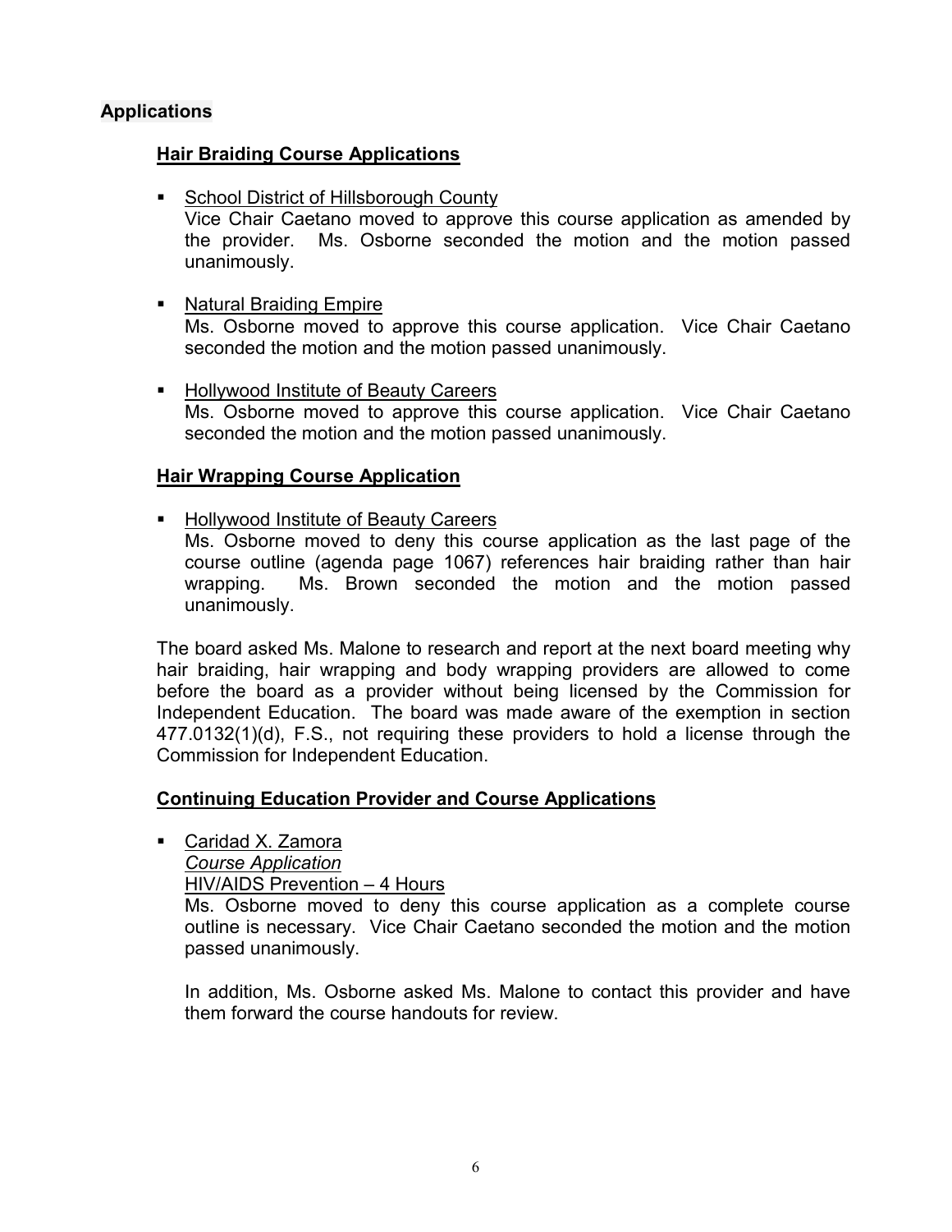## Applications

### Hair Braiding Course Applications

- School District of Hillsborough County
  Vice Chair Caetano moved to approve this course application as amended by the provider. Ms. Osborne seconded the motion and the motion passed unanimously.

- Natural Braiding Empire
  Ms. Osborne moved to approve this course application. Vice Chair Caetano seconded the motion and the motion passed unanimously.

- Hollywood Institute of Beauty Careers
  Ms. Osborne moved to approve this course application. Vice Chair Caetano seconded the motion and the motion passed unanimously.

### Hair Wrapping Course Application

- Hollywood Institute of Beauty Careers
  Ms. Osborne moved to deny this course application as the last page of the course outline (agenda page 1067) references hair braiding rather than hair wrapping. Ms. Brown seconded the motion and the motion passed unanimously.

The board asked Ms. Malone to research and report at the next board meeting why hair braiding, hair wrapping and body wrapping providers are allowed to come before the board as a provider without being licensed by the Commission for Independent Education. The board was made aware of the exemption in section 477.0132(1)(d), F.S., not requiring these providers to hold a license through the Commission for Independent Education.

### Continuing Education Provider and Course Applications

- Caridad X. Zamora
  *Course Application*
  HIV/AIDS Prevention – 4 Hours
  Ms. Osborne moved to deny this course application as a complete course outline is necessary. Vice Chair Caetano seconded the motion and the motion passed unanimously.

  In addition, Ms. Osborne asked Ms. Malone to contact this provider and have them forward the course handouts for review.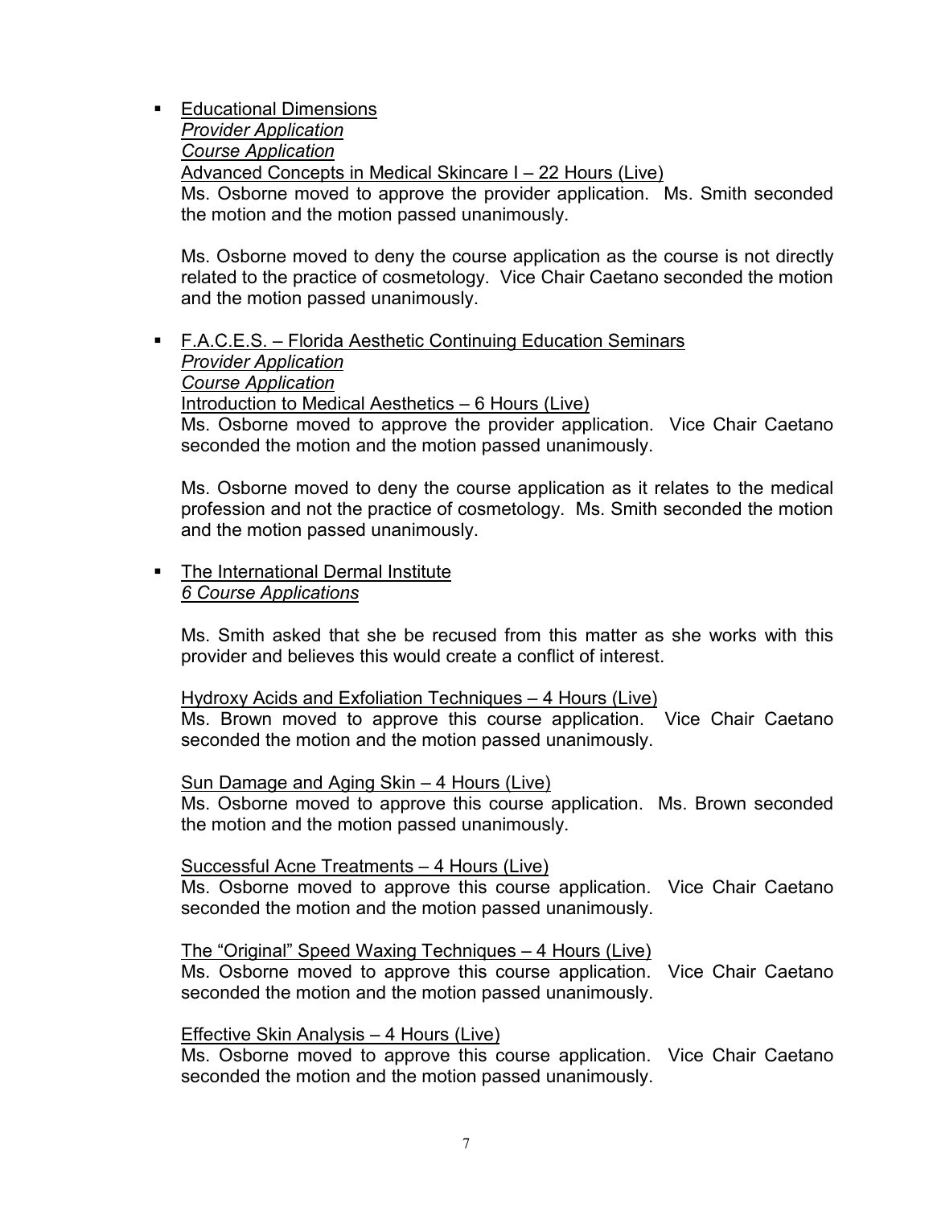- Educational Dimensions
  *Provider Application*
  *Course Application*
  Advanced Concepts in Medical Skincare I – 22 Hours (Live)
  Ms. Osborne moved to approve the provider application. Ms. Smith seconded the motion and the motion passed unanimously.

  Ms. Osborne moved to deny the course application as the course is not directly related to the practice of cosmetology. Vice Chair Caetano seconded the motion and the motion passed unanimously.

- F.A.C.E.S. – Florida Aesthetic Continuing Education Seminars
  *Provider Application*
  *Course Application*
  Introduction to Medical Aesthetics – 6 Hours (Live)
  Ms. Osborne moved to approve the provider application. Vice Chair Caetano seconded the motion and the motion passed unanimously.

  Ms. Osborne moved to deny the course application as it relates to the medical profession and not the practice of cosmetology. Ms. Smith seconded the motion and the motion passed unanimously.

- The International Dermal Institute
  *6 Course Applications*

  Ms. Smith asked that she be recused from this matter as she works with this provider and believes this would create a conflict of interest.

  Hydroxy Acids and Exfoliation Techniques – 4 Hours (Live)
  Ms. Brown moved to approve this course application. Vice Chair Caetano seconded the motion and the motion passed unanimously.

  Sun Damage and Aging Skin – 4 Hours (Live)
  Ms. Osborne moved to approve this course application. Ms. Brown seconded the motion and the motion passed unanimously.

  Successful Acne Treatments – 4 Hours (Live)
  Ms. Osborne moved to approve this course application. Vice Chair Caetano seconded the motion and the motion passed unanimously.

  The "Original" Speed Waxing Techniques – 4 Hours (Live)
  Ms. Osborne moved to approve this course application. Vice Chair Caetano seconded the motion and the motion passed unanimously.

  Effective Skin Analysis – 4 Hours (Live)
  Ms. Osborne moved to approve this course application. Vice Chair Caetano seconded the motion and the motion passed unanimously.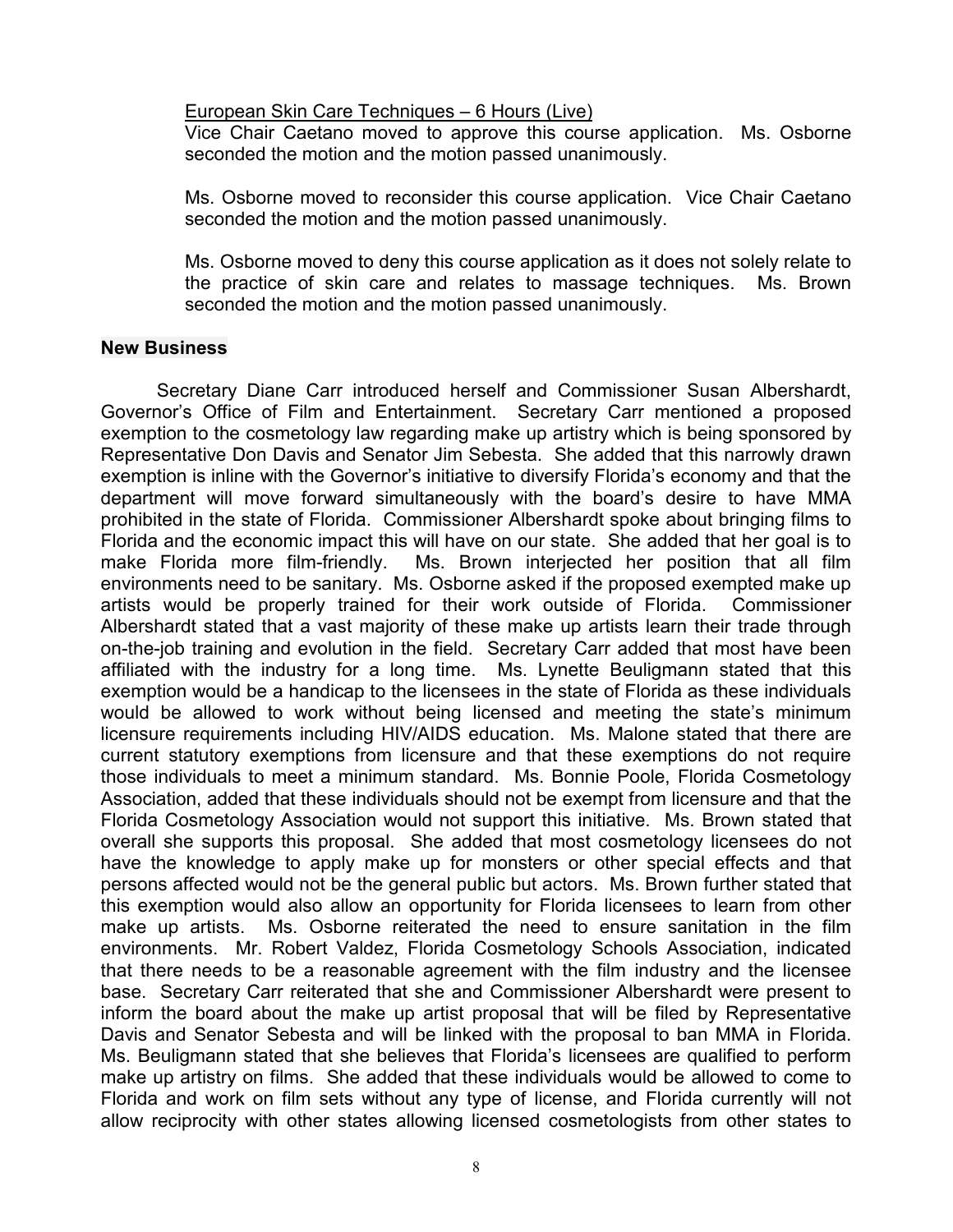European Skin Care Techniques – 6 Hours (Live)

Vice Chair Caetano moved to approve this course application. Ms. Osborne seconded the motion and the motion passed unanimously.

Ms. Osborne moved to reconsider this course application. Vice Chair Caetano seconded the motion and the motion passed unanimously.

Ms. Osborne moved to deny this course application as it does not solely relate to the practice of skin care and relates to massage techniques. Ms. Brown seconded the motion and the motion passed unanimously.

**New Business**

Secretary Diane Carr introduced herself and Commissioner Susan Albershardt, Governor's Office of Film and Entertainment. Secretary Carr mentioned a proposed exemption to the cosmetology law regarding make up artistry which is being sponsored by Representative Don Davis and Senator Jim Sebesta. She added that this narrowly drawn exemption is inline with the Governor's initiative to diversify Florida's economy and that the department will move forward simultaneously with the board's desire to have MMA prohibited in the state of Florida. Commissioner Albershardt spoke about bringing films to Florida and the economic impact this will have on our state. She added that her goal is to make Florida more film-friendly. Ms. Brown interjected her position that all film environments need to be sanitary. Ms. Osborne asked if the proposed exempted make up artists would be properly trained for their work outside of Florida. Commissioner Albershardt stated that a vast majority of these make up artists learn their trade through on-the-job training and evolution in the field. Secretary Carr added that most have been affiliated with the industry for a long time. Ms. Lynette Beuligmann stated that this exemption would be a handicap to the licensees in the state of Florida as these individuals would be allowed to work without being licensed and meeting the state's minimum licensure requirements including HIV/AIDS education. Ms. Malone stated that there are current statutory exemptions from licensure and that these exemptions do not require those individuals to meet a minimum standard. Ms. Bonnie Poole, Florida Cosmetology Association, added that these individuals should not be exempt from licensure and that the Florida Cosmetology Association would not support this initiative. Ms. Brown stated that overall she supports this proposal. She added that most cosmetology licensees do not have the knowledge to apply make up for monsters or other special effects and that persons affected would not be the general public but actors. Ms. Brown further stated that this exemption would also allow an opportunity for Florida licensees to learn from other make up artists. Ms. Osborne reiterated the need to ensure sanitation in the film environments. Mr. Robert Valdez, Florida Cosmetology Schools Association, indicated that there needs to be a reasonable agreement with the film industry and the licensee base. Secretary Carr reiterated that she and Commissioner Albershardt were present to inform the board about the make up artist proposal that will be filed by Representative Davis and Senator Sebesta and will be linked with the proposal to ban MMA in Florida. Ms. Beuligmann stated that she believes that Florida's licensees are qualified to perform make up artistry on films. She added that these individuals would be allowed to come to Florida and work on film sets without any type of license, and Florida currently will not allow reciprocity with other states allowing licensed cosmetologists from other states to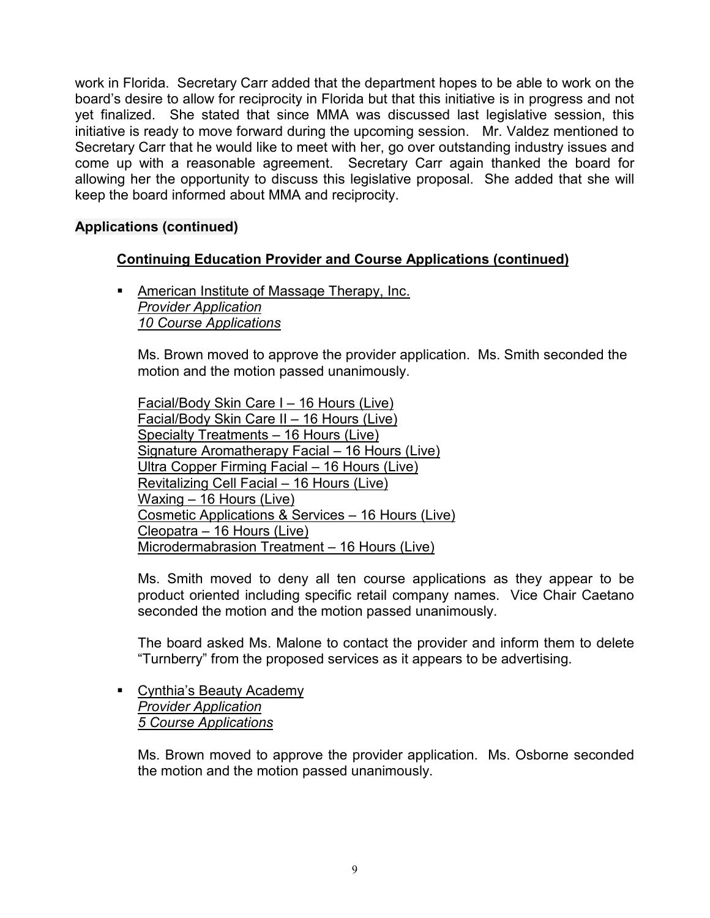work in Florida. Secretary Carr added that the department hopes to be able to work on the board's desire to allow for reciprocity in Florida but that this initiative is in progress and not yet finalized. She stated that since MMA was discussed last legislative session, this initiative is ready to move forward during the upcoming session. Mr. Valdez mentioned to Secretary Carr that he would like to meet with her, go over outstanding industry issues and come up with a reasonable agreement. Secretary Carr again thanked the board for allowing her the opportunity to discuss this legislative proposal. She added that she will keep the board informed about MMA and reciprocity.

**Applications (continued)**

**Continuing Education Provider and Course Applications (continued)**

- American Institute of Massage Therapy, Inc.
  *Provider Application*
  *10 Course Applications*

  Ms. Brown moved to approve the provider application. Ms. Smith seconded the motion and the motion passed unanimously.

  Facial/Body Skin Care I – 16 Hours (Live)
  Facial/Body Skin Care II – 16 Hours (Live)
  Specialty Treatments – 16 Hours (Live)
  Signature Aromatherapy Facial – 16 Hours (Live)
  Ultra Copper Firming Facial – 16 Hours (Live)
  Revitalizing Cell Facial – 16 Hours (Live)
  Waxing – 16 Hours (Live)
  Cosmetic Applications & Services – 16 Hours (Live)
  Cleopatra – 16 Hours (Live)
  Microdermabrasion Treatment – 16 Hours (Live)

  Ms. Smith moved to deny all ten course applications as they appear to be product oriented including specific retail company names. Vice Chair Caetano seconded the motion and the motion passed unanimously.

  The board asked Ms. Malone to contact the provider and inform them to delete "Turnberry" from the proposed services as it appears to be advertising.

- Cynthia's Beauty Academy
  *Provider Application*
  *5 Course Applications*

  Ms. Brown moved to approve the provider application. Ms. Osborne seconded the motion and the motion passed unanimously.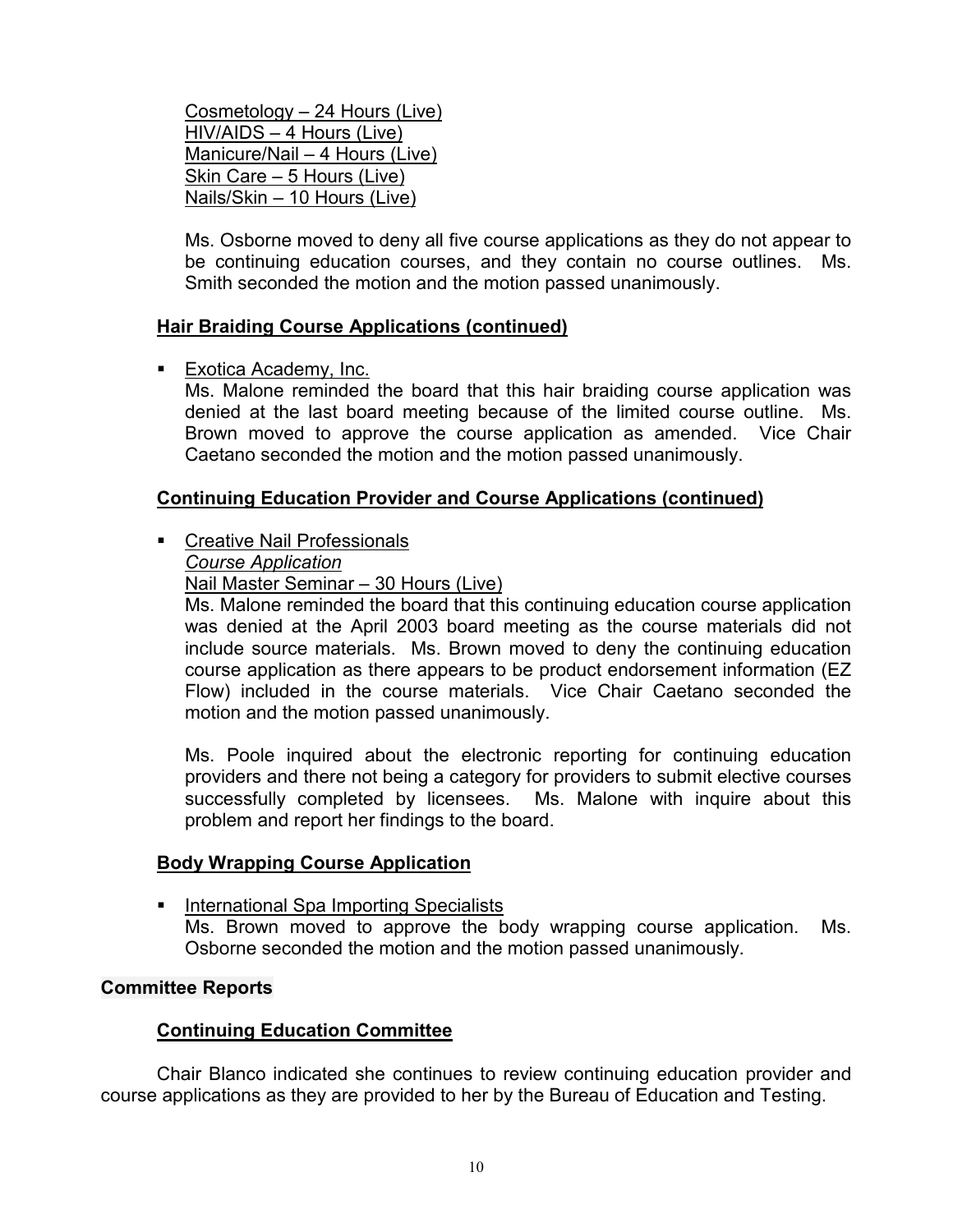Cosmetology – 24 Hours (Live)
HIV/AIDS – 4 Hours (Live)
Manicure/Nail – 4 Hours (Live)
Skin Care – 5 Hours (Live)
Nails/Skin – 10 Hours (Live)

Ms. Osborne moved to deny all five course applications as they do not appear to be continuing education courses, and they contain no course outlines. Ms. Smith seconded the motion and the motion passed unanimously.

### Hair Braiding Course Applications (continued)

- Exotica Academy, Inc.
  Ms. Malone reminded the board that this hair braiding course application was denied at the last board meeting because of the limited course outline. Ms. Brown moved to approve the course application as amended. Vice Chair Caetano seconded the motion and the motion passed unanimously.

### Continuing Education Provider and Course Applications (continued)

- Creative Nail Professionals
  *Course Application*
  Nail Master Seminar – 30 Hours (Live)
  Ms. Malone reminded the board that this continuing education course application was denied at the April 2003 board meeting as the course materials did not include source materials. Ms. Brown moved to deny the continuing education course application as there appears to be product endorsement information (EZ Flow) included in the course materials. Vice Chair Caetano seconded the motion and the motion passed unanimously.

  Ms. Poole inquired about the electronic reporting for continuing education providers and there not being a category for providers to submit elective courses successfully completed by licensees. Ms. Malone with inquire about this problem and report her findings to the board.

### Body Wrapping Course Application

- International Spa Importing Specialists
  Ms. Brown moved to approve the body wrapping course application. Ms. Osborne seconded the motion and the motion passed unanimously.

## Committee Reports

### Continuing Education Committee

Chair Blanco indicated she continues to review continuing education provider and course applications as they are provided to her by the Bureau of Education and Testing.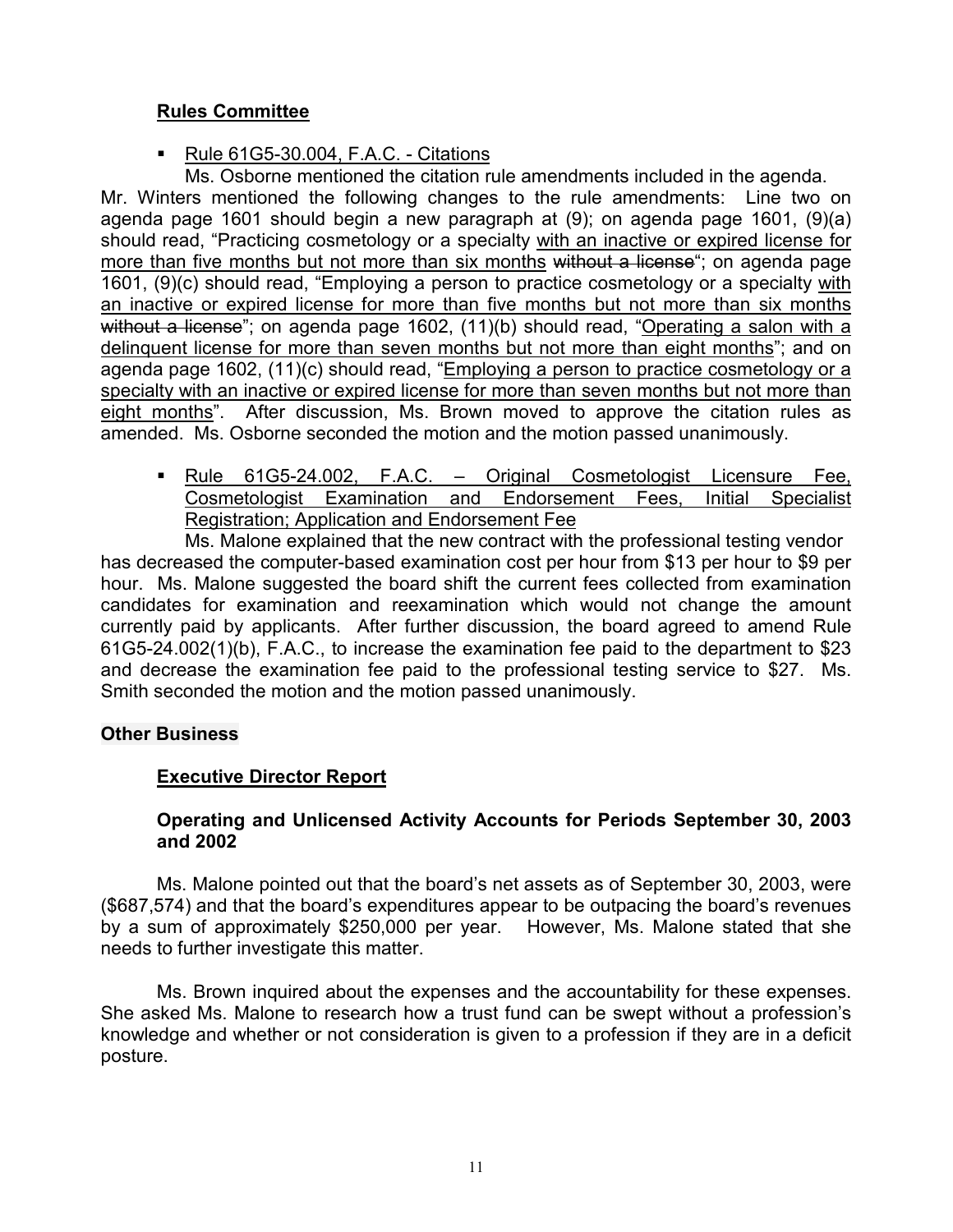### Rules Committee

- Rule 61G5-30.004, F.A.C. - Citations

Ms. Osborne mentioned the citation rule amendments included in the agenda. Mr. Winters mentioned the following changes to the rule amendments: Line two on agenda page 1601 should begin a new paragraph at (9); on agenda page 1601, (9)(a) should read, "Practicing cosmetology or a specialty <u>with an inactive or expired license for more than five months but not more than six months</u> ~~without a license~~"; on agenda page 1601, (9)(c) should read, "Employing a person to practice cosmetology or a specialty <u>with an inactive or expired license for more than five months but not more than six months</u> ~~without a license~~"; on agenda page 1602, (11)(b) should read, "<u>Operating a salon with a delinquent license for more than seven months but not more than eight months</u>"; and on agenda page 1602, (11)(c) should read, "<u>Employing a person to practice cosmetology or a specialty with an inactive or expired license for more than seven months but not more than eight months</u>". After discussion, Ms. Brown moved to approve the citation rules as amended. Ms. Osborne seconded the motion and the motion passed unanimously.

- <u>Rule 61G5-24.002, F.A.C. – Original Cosmetologist Licensure Fee, Cosmetologist Examination and Endorsement Fees, Initial Specialist Registration; Application and Endorsement Fee</u>

Ms. Malone explained that the new contract with the professional testing vendor has decreased the computer-based examination cost per hour from $13 per hour to $9 per hour. Ms. Malone suggested the board shift the current fees collected from examination candidates for examination and reexamination which would not change the amount currently paid by applicants. After further discussion, the board agreed to amend Rule 61G5-24.002(1)(b), F.A.C., to increase the examination fee paid to the department to $23 and decrease the examination fee paid to the professional testing service to $27. Ms. Smith seconded the motion and the motion passed unanimously.

## Other Business

### Executive Director Report

#### Operating and Unlicensed Activity Accounts for Periods September 30, 2003 and 2002

Ms. Malone pointed out that the board's net assets as of September 30, 2003, were ($687,574) and that the board's expenditures appear to be outpacing the board's revenues by a sum of approximately $250,000 per year. However, Ms. Malone stated that she needs to further investigate this matter.

Ms. Brown inquired about the expenses and the accountability for these expenses. She asked Ms. Malone to research how a trust fund can be swept without a profession's knowledge and whether or not consideration is given to a profession if they are in a deficit posture.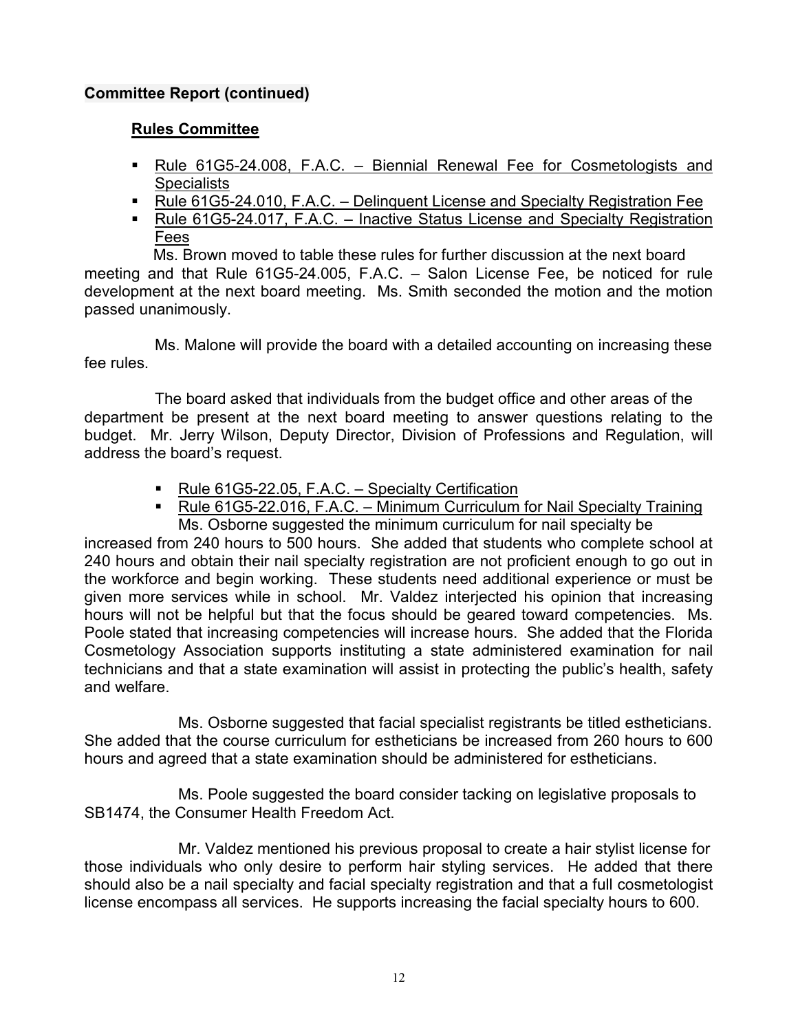**Committee Report (continued)**

**Rules Committee**

- Rule 61G5-24.008, F.A.C. – Biennial Renewal Fee for Cosmetologists and Specialists
- Rule 61G5-24.010, F.A.C. – Delinquent License and Specialty Registration Fee
- Rule 61G5-24.017, F.A.C. – Inactive Status License and Specialty Registration Fees

Ms. Brown moved to table these rules for further discussion at the next board meeting and that Rule 61G5-24.005, F.A.C. – Salon License Fee, be noticed for rule development at the next board meeting. Ms. Smith seconded the motion and the motion passed unanimously.

Ms. Malone will provide the board with a detailed accounting on increasing these fee rules.

The board asked that individuals from the budget office and other areas of the department be present at the next board meeting to answer questions relating to the budget. Mr. Jerry Wilson, Deputy Director, Division of Professions and Regulation, will address the board's request.

- Rule 61G5-22.05, F.A.C. – Specialty Certification
- Rule 61G5-22.016, F.A.C. – Minimum Curriculum for Nail Specialty Training

Ms. Osborne suggested the minimum curriculum for nail specialty be increased from 240 hours to 500 hours. She added that students who complete school at 240 hours and obtain their nail specialty registration are not proficient enough to go out in the workforce and begin working. These students need additional experience or must be given more services while in school. Mr. Valdez interjected his opinion that increasing hours will not be helpful but that the focus should be geared toward competencies. Ms. Poole stated that increasing competencies will increase hours. She added that the Florida Cosmetology Association supports instituting a state administered examination for nail technicians and that a state examination will assist in protecting the public's health, safety and welfare.

Ms. Osborne suggested that facial specialist registrants be titled estheticians. She added that the course curriculum for estheticians be increased from 260 hours to 600 hours and agreed that a state examination should be administered for estheticians.

Ms. Poole suggested the board consider tacking on legislative proposals to SB1474, the Consumer Health Freedom Act.

Mr. Valdez mentioned his previous proposal to create a hair stylist license for those individuals who only desire to perform hair styling services. He added that there should also be a nail specialty and facial specialty registration and that a full cosmetologist license encompass all services. He supports increasing the facial specialty hours to 600.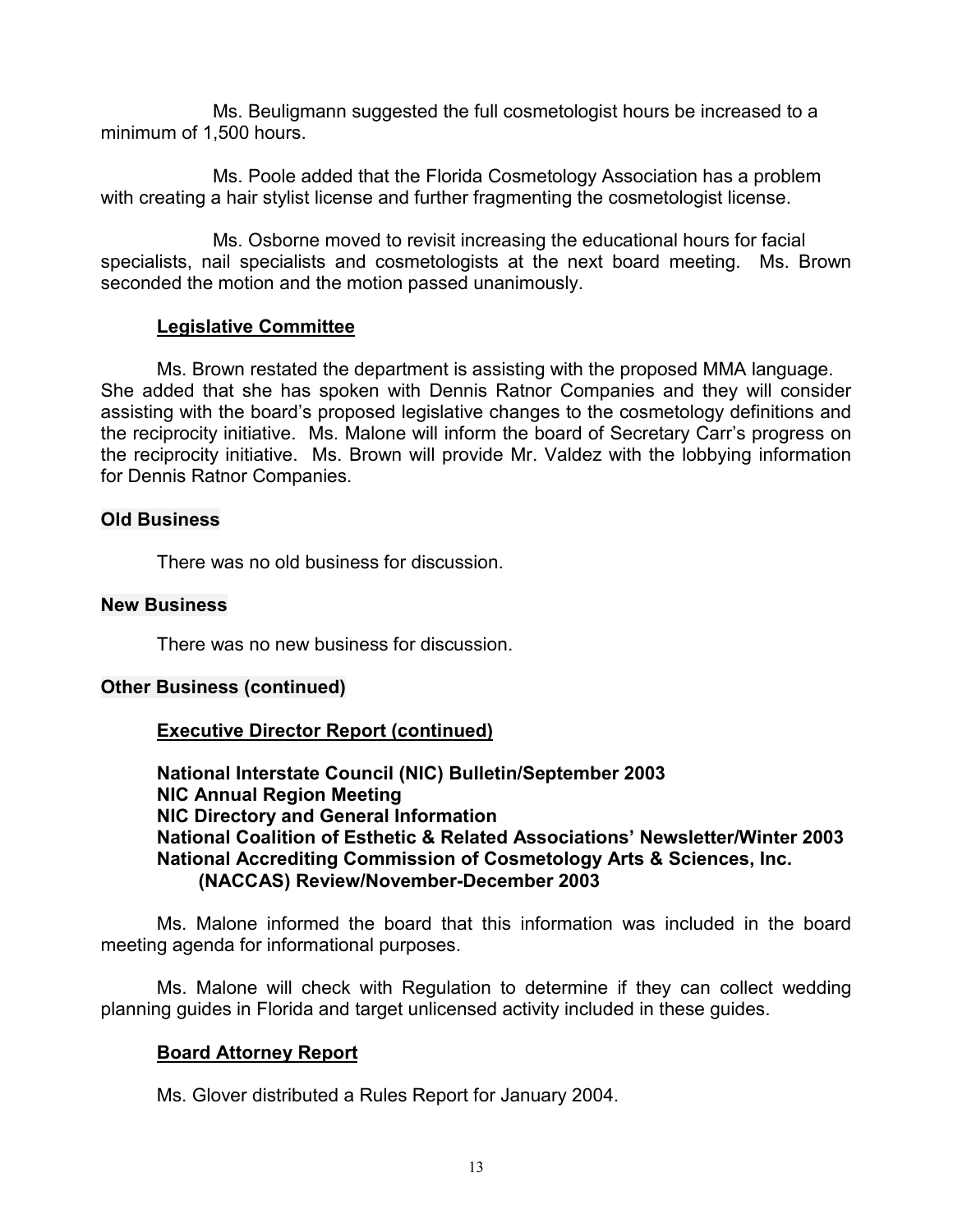Ms. Beuligmann suggested the full cosmetologist hours be increased to a minimum of 1,500 hours.

Ms. Poole added that the Florida Cosmetology Association has a problem with creating a hair stylist license and further fragmenting the cosmetologist license.

Ms. Osborne moved to revisit increasing the educational hours for facial specialists, nail specialists and cosmetologists at the next board meeting. Ms. Brown seconded the motion and the motion passed unanimously.

### Legislative Committee

Ms. Brown restated the department is assisting with the proposed MMA language. She added that she has spoken with Dennis Ratnor Companies and they will consider assisting with the board's proposed legislative changes to the cosmetology definitions and the reciprocity initiative. Ms. Malone will inform the board of Secretary Carr's progress on the reciprocity initiative. Ms. Brown will provide Mr. Valdez with the lobbying information for Dennis Ratnor Companies.

## Old Business

There was no old business for discussion.

## New Business

There was no new business for discussion.

## Other Business (continued)

### Executive Director Report (continued)

**National Interstate Council (NIC) Bulletin/September 2003**
**NIC Annual Region Meeting**
**NIC Directory and General Information**
**National Coalition of Esthetic & Related Associations' Newsletter/Winter 2003**
**National Accrediting Commission of Cosmetology Arts & Sciences, Inc. (NACCAS) Review/November-December 2003**

Ms. Malone informed the board that this information was included in the board meeting agenda for informational purposes.

Ms. Malone will check with Regulation to determine if they can collect wedding planning guides in Florida and target unlicensed activity included in these guides.

### Board Attorney Report

Ms. Glover distributed a Rules Report for January 2004.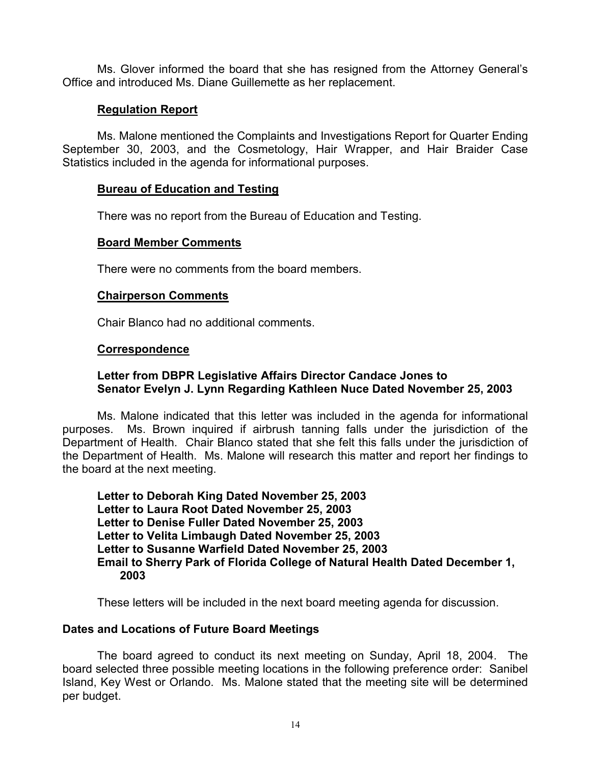Ms. Glover informed the board that she has resigned from the Attorney General's Office and introduced Ms. Diane Guillemette as her replacement.

### Regulation Report

Ms. Malone mentioned the Complaints and Investigations Report for Quarter Ending September 30, 2003, and the Cosmetology, Hair Wrapper, and Hair Braider Case Statistics included in the agenda for informational purposes.

### Bureau of Education and Testing

There was no report from the Bureau of Education and Testing.

### Board Member Comments

There were no comments from the board members.

### Chairperson Comments

Chair Blanco had no additional comments.

### Correspondence

**Letter from DBPR Legislative Affairs Director Candace Jones to Senator Evelyn J. Lynn Regarding Kathleen Nuce Dated November 25, 2003**

Ms. Malone indicated that this letter was included in the agenda for informational purposes. Ms. Brown inquired if airbrush tanning falls under the jurisdiction of the Department of Health. Chair Blanco stated that she felt this falls under the jurisdiction of the Department of Health. Ms. Malone will research this matter and report her findings to the board at the next meeting.

**Letter to Deborah King Dated November 25, 2003**
**Letter to Laura Root Dated November 25, 2003**
**Letter to Denise Fuller Dated November 25, 2003**
**Letter to Velita Limbaugh Dated November 25, 2003**
**Letter to Susanne Warfield Dated November 25, 2003**
**Email to Sherry Park of Florida College of Natural Health Dated December 1, 2003**

These letters will be included in the next board meeting agenda for discussion.

## Dates and Locations of Future Board Meetings

The board agreed to conduct its next meeting on Sunday, April 18, 2004. The board selected three possible meeting locations in the following preference order: Sanibel Island, Key West or Orlando. Ms. Malone stated that the meeting site will be determined per budget.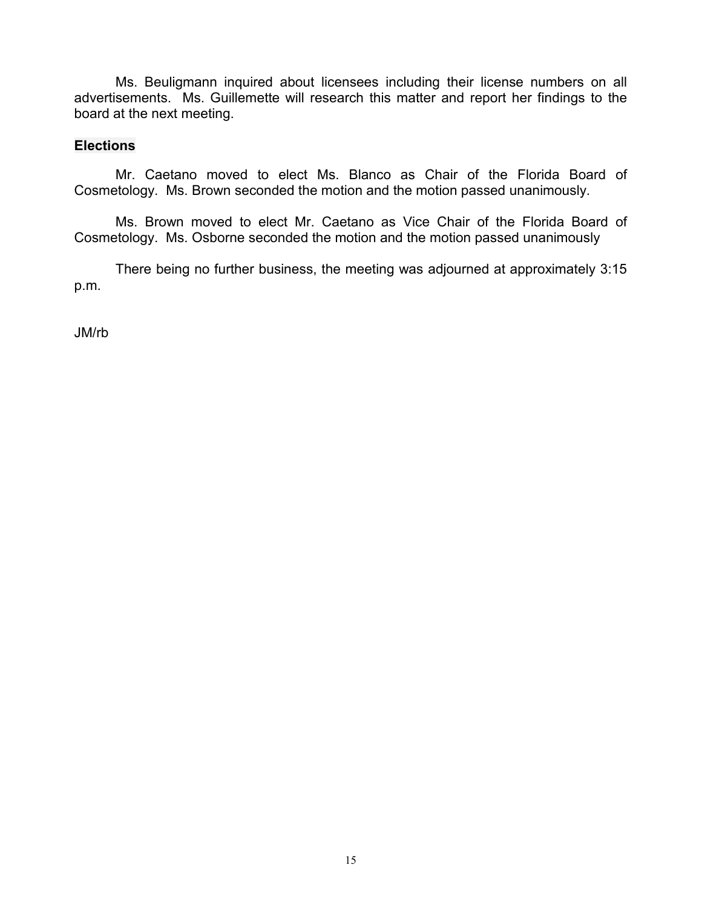Ms. Beuligmann inquired about licensees including their license numbers on all advertisements. Ms. Guillemette will research this matter and report her findings to the board at the next meeting.

## Elections

Mr. Caetano moved to elect Ms. Blanco as Chair of the Florida Board of Cosmetology. Ms. Brown seconded the motion and the motion passed unanimously.

Ms. Brown moved to elect Mr. Caetano as Vice Chair of the Florida Board of Cosmetology. Ms. Osborne seconded the motion and the motion passed unanimously

There being no further business, the meeting was adjourned at approximately 3:15 p.m.

JM/rb